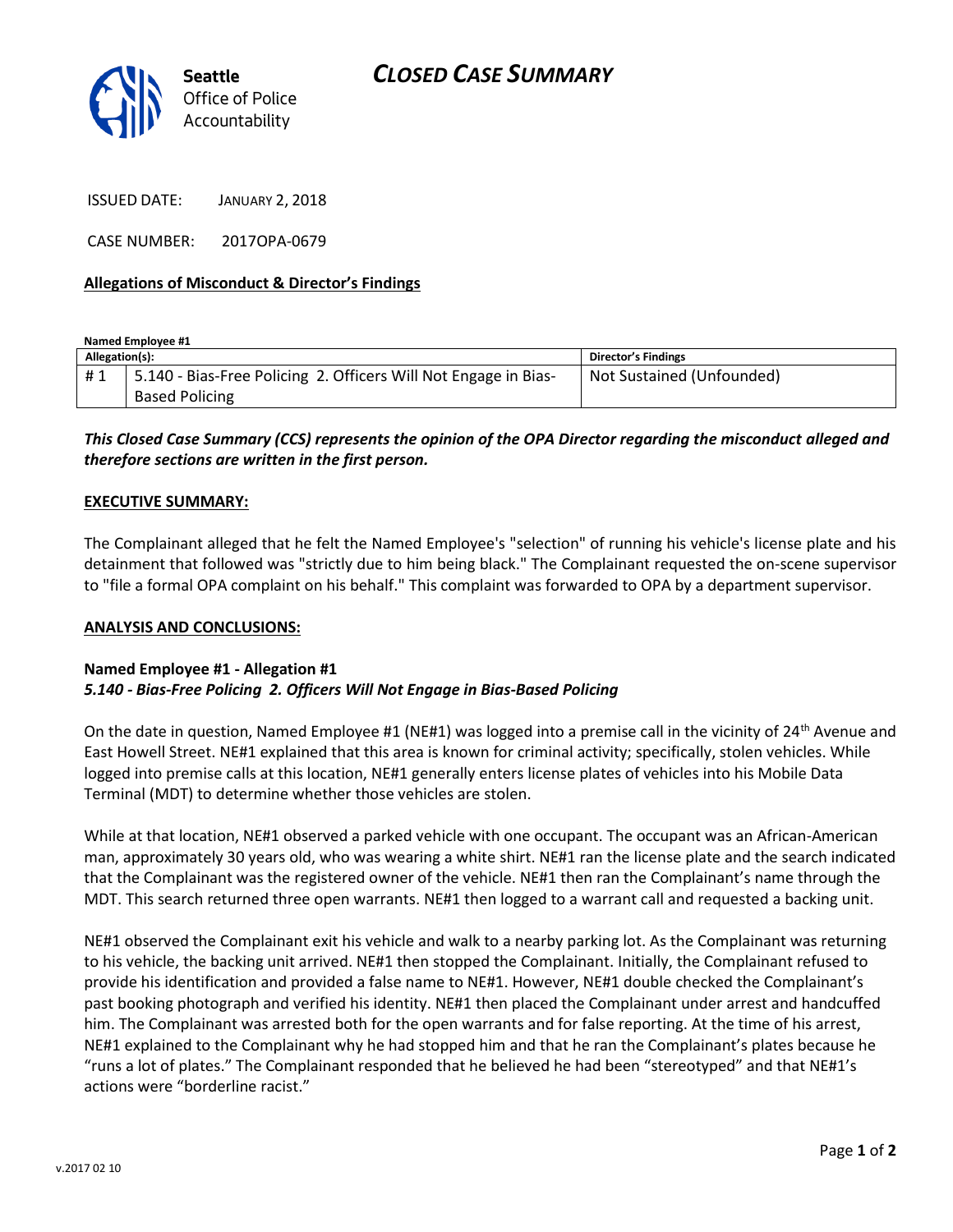Seattle Office of Police Accountability

# CLOSED CASE SUMMARY

ISSUED DATE: JANUARY 2, 2018

CASE NUMBER: 2017OPA-0679

**Allegations of Misconduct & Director's Findings**

**Named Employee #1**

| Allegation(s): | | Director's Findings |
|---|---|---|
| # 1 | 5.140 - Bias-Free Policing 2. Officers Will Not Engage in Bias-Based Policing | Not Sustained (Unfounded) |

***This Closed Case Summary (CCS) represents the opinion of the OPA Director regarding the misconduct alleged and therefore sections are written in the first person.***

**EXECUTIVE SUMMARY:**

The Complainant alleged that he felt the Named Employee's "selection" of running his vehicle's license plate and his detainment that followed was "strictly due to him being black." The Complainant requested the on-scene supervisor to "file a formal OPA complaint on his behalf." This complaint was forwarded to OPA by a department supervisor.

**ANALYSIS AND CONCLUSIONS:**

**Named Employee #1 - Allegation #1**
***5.140 - Bias-Free Policing 2. Officers Will Not Engage in Bias-Based Policing***

On the date in question, Named Employee #1 (NE#1) was logged into a premise call in the vicinity of 24th Avenue and East Howell Street. NE#1 explained that this area is known for criminal activity; specifically, stolen vehicles. While logged into premise calls at this location, NE#1 generally enters license plates of vehicles into his Mobile Data Terminal (MDT) to determine whether those vehicles are stolen.

While at that location, NE#1 observed a parked vehicle with one occupant. The occupant was an African-American man, approximately 30 years old, who was wearing a white shirt. NE#1 ran the license plate and the search indicated that the Complainant was the registered owner of the vehicle. NE#1 then ran the Complainant's name through the MDT. This search returned three open warrants. NE#1 then logged to a warrant call and requested a backing unit.

NE#1 observed the Complainant exit his vehicle and walk to a nearby parking lot. As the Complainant was returning to his vehicle, the backing unit arrived. NE#1 then stopped the Complainant. Initially, the Complainant refused to provide his identification and provided a false name to NE#1. However, NE#1 double checked the Complainant's past booking photograph and verified his identity. NE#1 then placed the Complainant under arrest and handcuffed him. The Complainant was arrested both for the open warrants and for false reporting. At the time of his arrest, NE#1 explained to the Complainant why he had stopped him and that he ran the Complainant's plates because he "runs a lot of plates." The Complainant responded that he believed he had been "stereotyped" and that NE#1's actions were "borderline racist."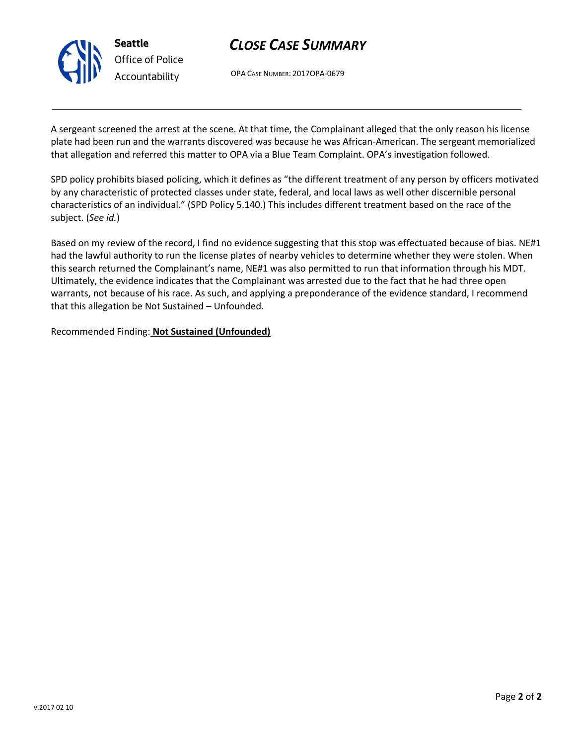A sergeant screened the arrest at the scene. At that time, the Complainant alleged that the only reason his license plate had been run and the warrants discovered was because he was African-American. The sergeant memorialized that allegation and referred this matter to OPA via a Blue Team Complaint. OPA's investigation followed.

SPD policy prohibits biased policing, which it defines as "the different treatment of any person by officers motivated by any characteristic of protected classes under state, federal, and local laws as well other discernible personal characteristics of an individual." (SPD Policy 5.140.) This includes different treatment based on the race of the subject. (*See id.*)

Based on my review of the record, I find no evidence suggesting that this stop was effectuated because of bias. NE#1 had the lawful authority to run the license plates of nearby vehicles to determine whether they were stolen. When this search returned the Complainant's name, NE#1 was also permitted to run that information through his MDT. Ultimately, the evidence indicates that the Complainant was arrested due to the fact that he had three open warrants, not because of his race. As such, and applying a preponderance of the evidence standard, I recommend that this allegation be Not Sustained – Unfounded.

Recommended Finding: **Not Sustained (Unfounded)**